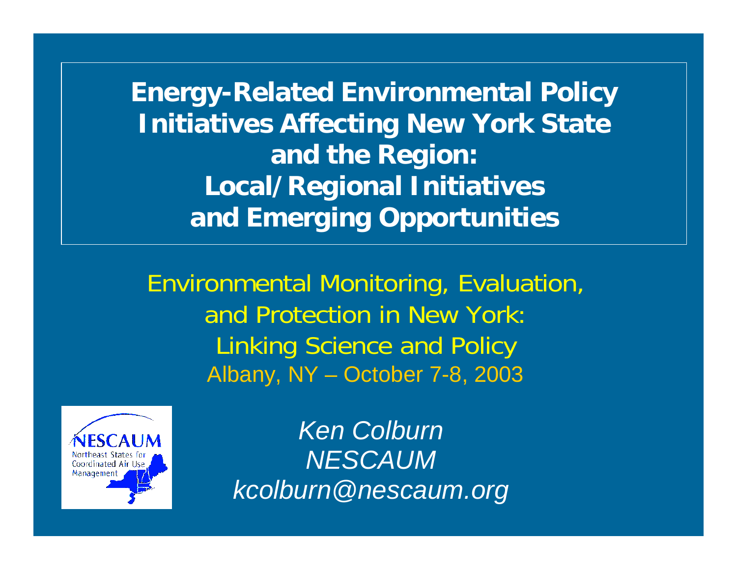# Energy-Related Environmental Policy Initiatives Affecting New York State and the Region: Local/Regional Initiatives and Emerging Opportunities

Environmental Monitoring, Evaluation, and Protection in New York: Linking Science and Policy

Albany, NY – October 7-8, 2003

NESCAUM
Northeast States for Coordinated Air Use Management

*Ken Colburn*
*NESCAUM*
*kcolburn@nescaum.org*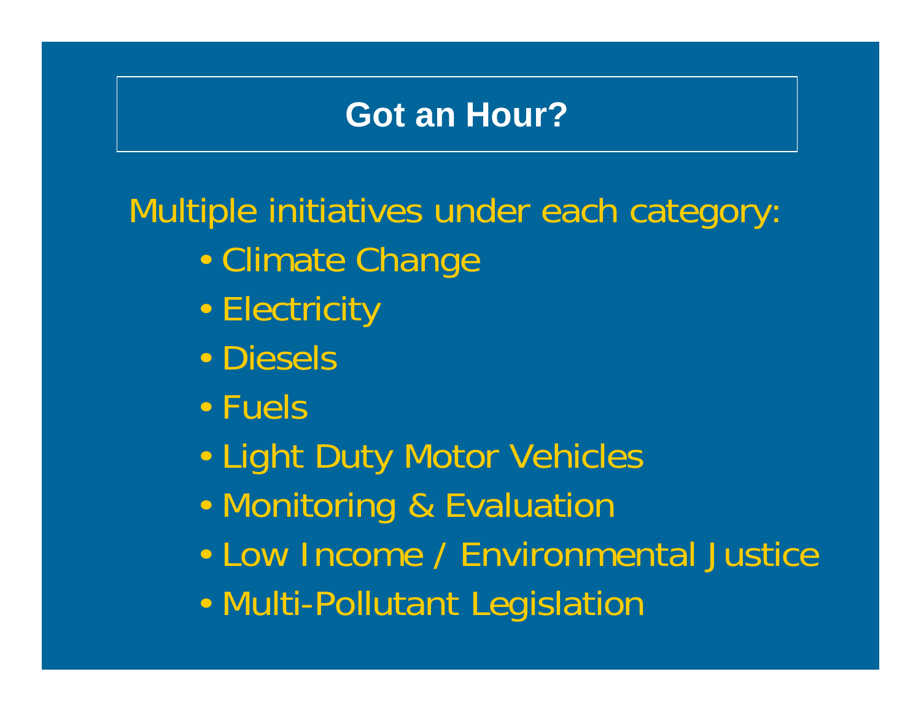# Got an Hour?

Multiple initiatives under each category:

- Climate Change
- Electricity
- Diesels
- Fuels
- Light Duty Motor Vehicles
- Monitoring & Evaluation
- Low Income / Environmental Justice
- Multi-Pollutant Legislation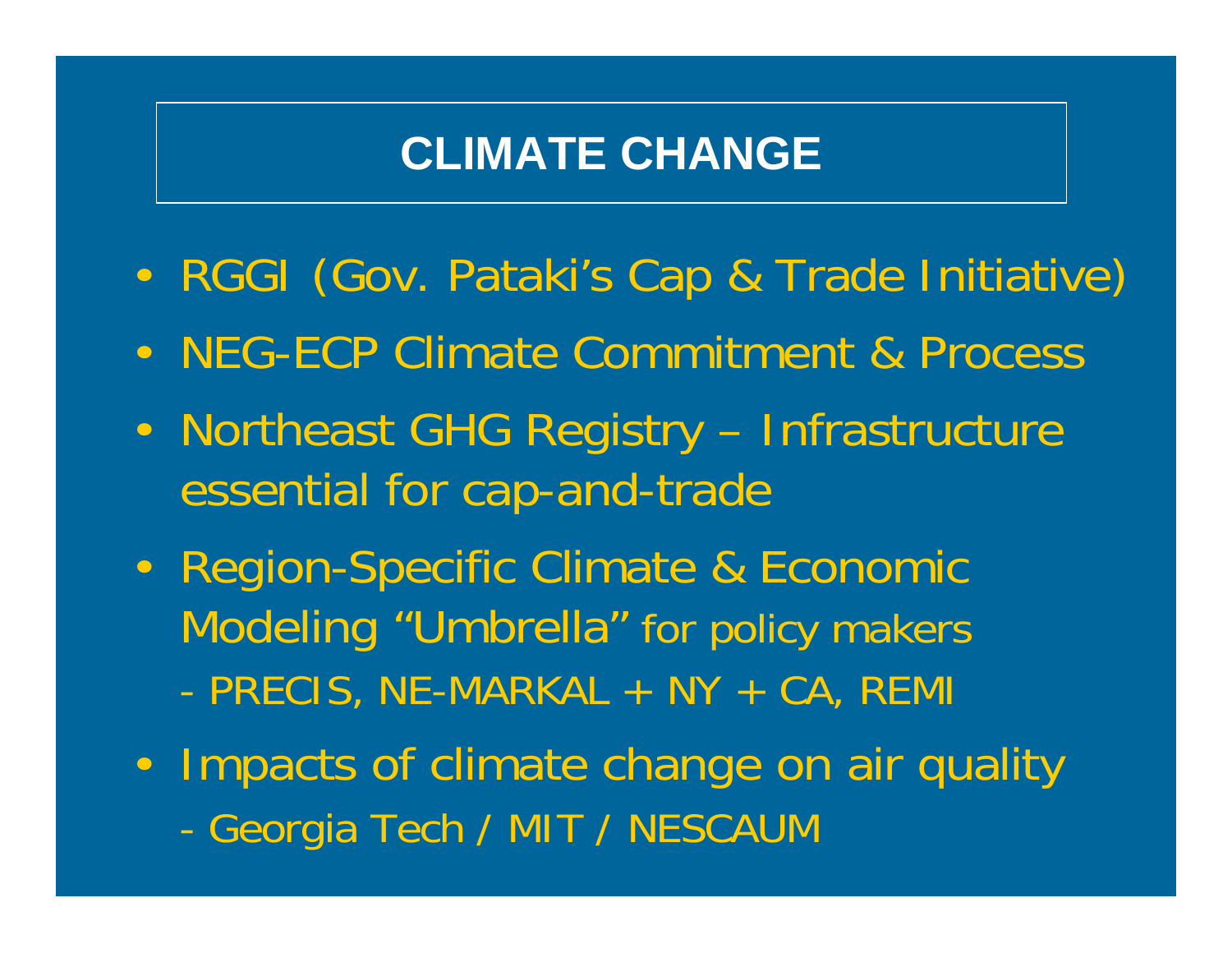# CLIMATE CHANGE

- RGGI (Gov. Pataki's Cap & Trade Initiative)
- NEG-ECP Climate Commitment & Process
- Northeast GHG Registry – Infrastructure essential for cap-and-trade
- Region-Specific Climate & Economic Modeling "Umbrella" for policy makers
  - PRECIS, NE-MARKAL + NY + CA, REMI
- Impacts of climate change on air quality
  - Georgia Tech / MIT / NESCAUM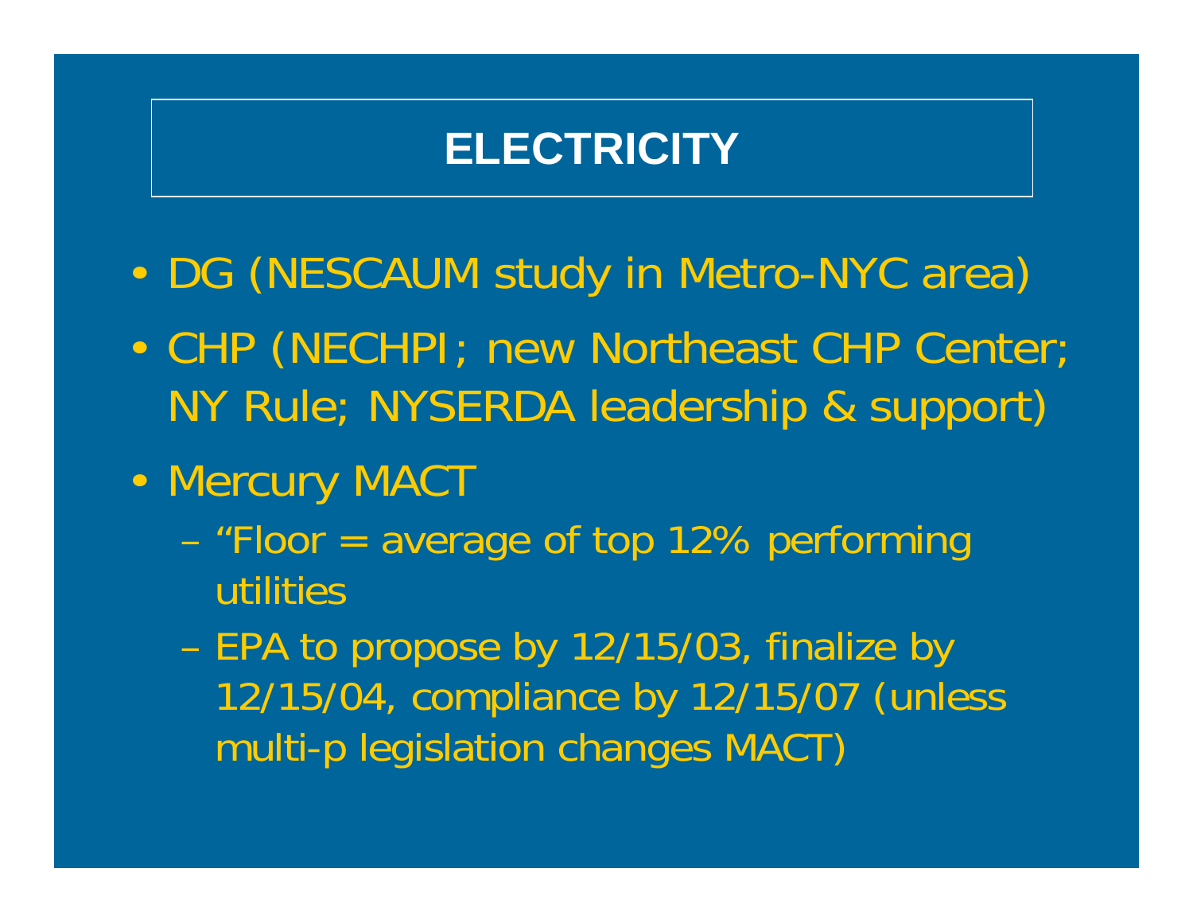# ELECTRICITY

- DG (NESCAUM study in Metro-NYC area)
- CHP (NECHPI; new Northeast CHP Center; NY Rule; NYSERDA leadership & support)
- Mercury MACT
  - "Floor = average of top 12% performing utilities
  - EPA to propose by 12/15/03, finalize by 12/15/04, compliance by 12/15/07 (unless multi-p legislation changes MACT)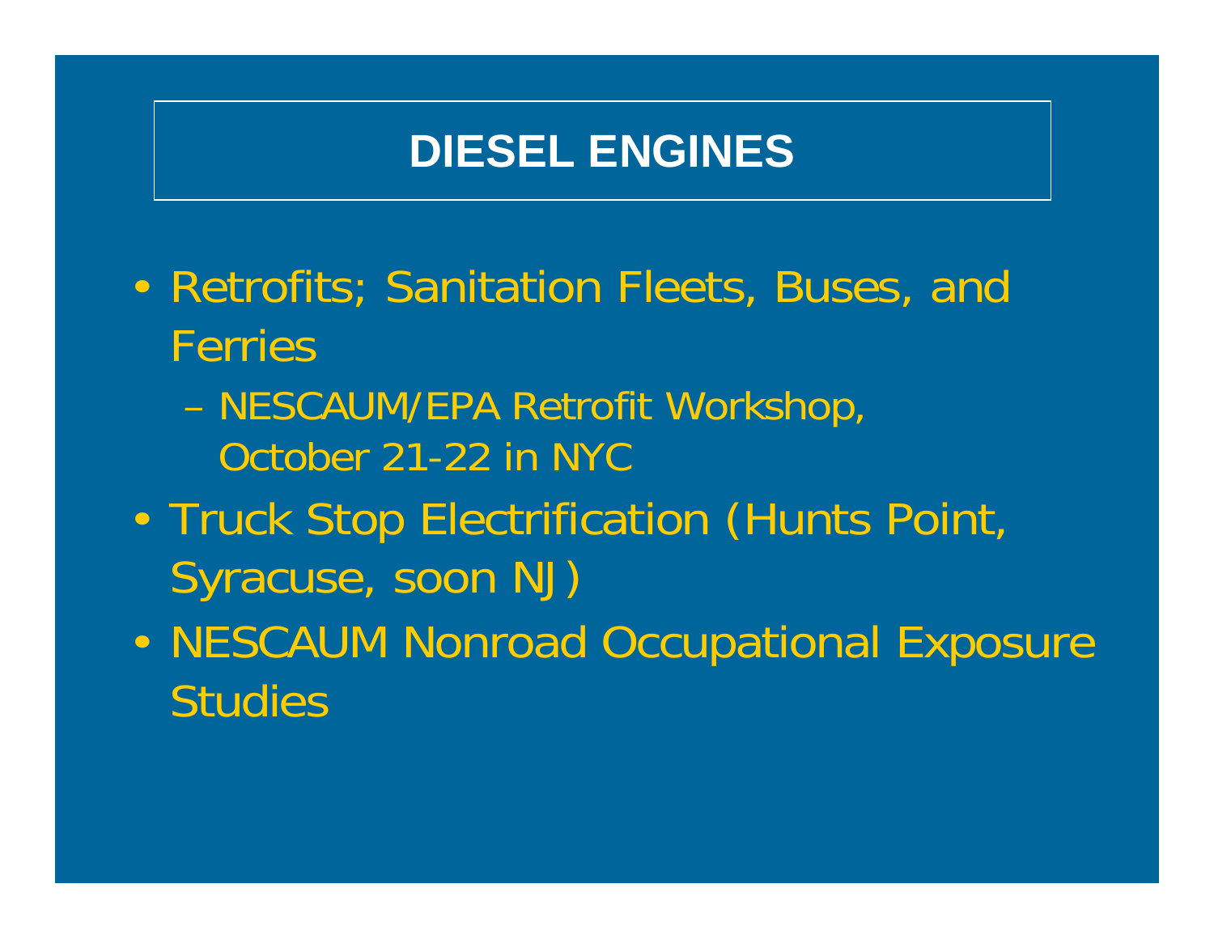# DIESEL ENGINES

- Retrofits; Sanitation Fleets, Buses, and Ferries
  - NESCAUM/EPA Retrofit Workshop, October 21-22 in NYC
- Truck Stop Electrification (Hunts Point, Syracuse, soon NJ)
- NESCAUM Nonroad Occupational Exposure Studies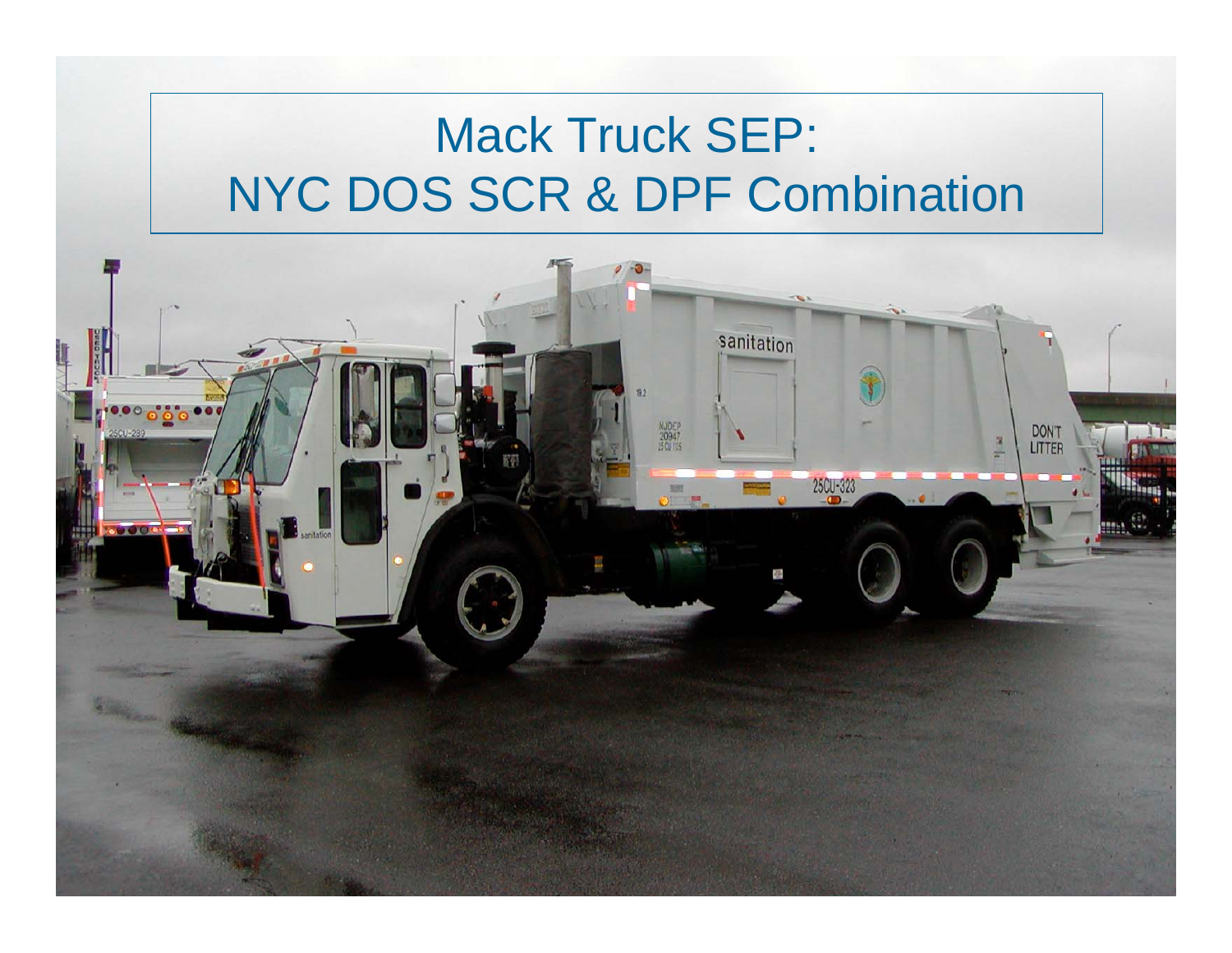# Mack Truck SEP: NYC DOS SCR & DPF Combination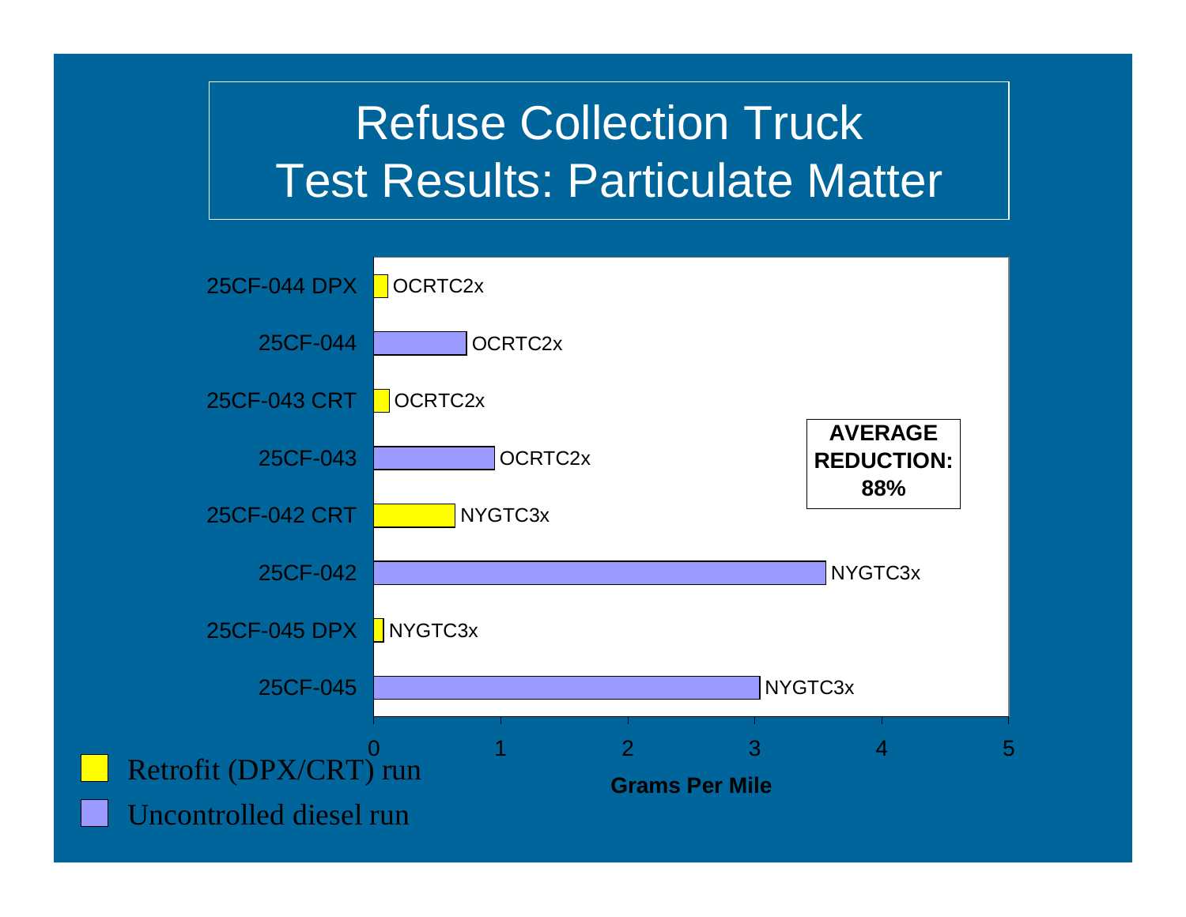# Refuse Collection Truck
# Test Results: Particulate Matter

| Vehicle | Test Cycle | Run Type |
| --- | --- | --- |
| 25CF-044 DPX | OCRTC2x | Retrofit (DPX/CRT) run |
| 25CF-044 | OCRTC2x | Uncontrolled diesel run |
| 25CF-043 CRT | OCRTC2x | Retrofit (DPX/CRT) run |
| 25CF-043 | OCRTC2x | Uncontrolled diesel run |
| 25CF-042 CRT | NYGTC3x | Retrofit (DPX/CRT) run |
| 25CF-042 | NYGTC3x | Uncontrolled diesel run |
| 25CF-045 DPX | NYGTC3x | Retrofit (DPX/CRT) run |
| 25CF-045 | NYGTC3x | Uncontrolled diesel run |

Grams Per Miles axis: 0, 1, 2, 3, 4, 5

**AVERAGE REDUCTION: 88%**

Legend:
- Retrofit (DPX/CRT) run
- Uncontrolled diesel run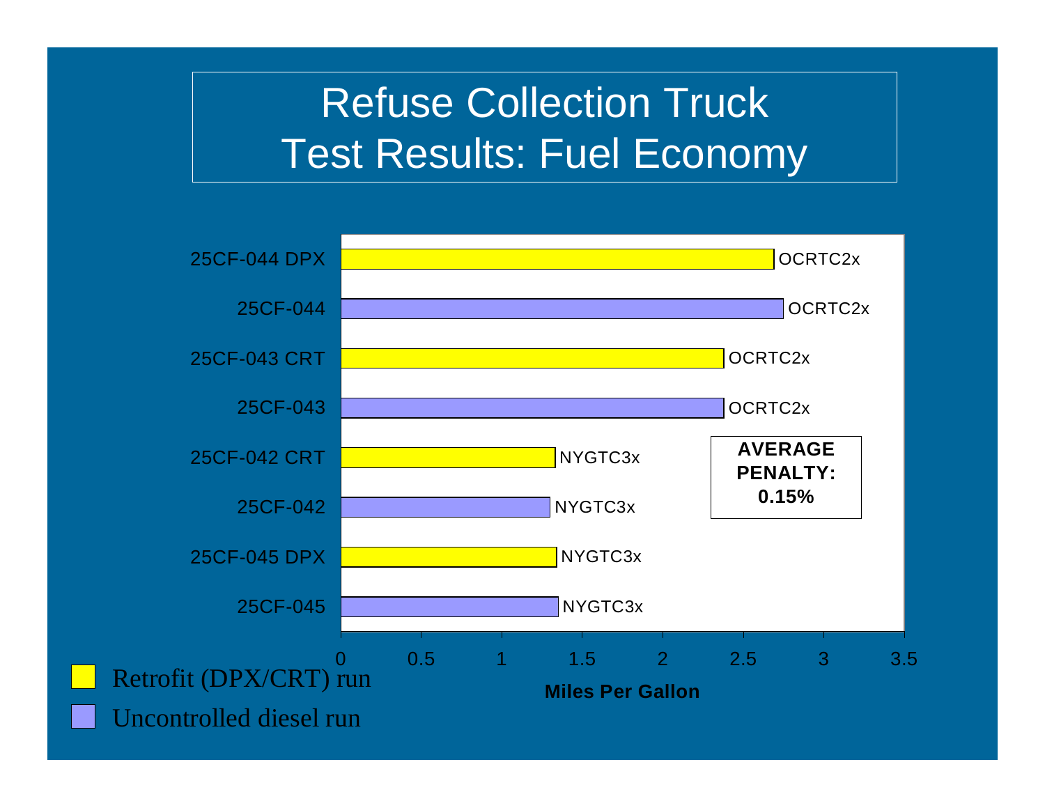# Refuse Collection Truck Test Results: Fuel Economy

| Vehicle | Run type | Test cycle | Miles Per Gallon (approx.) |
|---|---|---|---|
| 25CF-044 DPX | Retrofit (DPX/CRT) run | OCRTC2x | 2.69 |
| 25CF-044 | Uncontrolled diesel run | OCRTC2x | 2.75 |
| 25CF-043 CRT | Retrofit (DPX/CRT) run | OCRTC2x | 2.38 |
| 25CF-043 | Uncontrolled diesel run | OCRTC2x | 2.38 |
| 25CF-042 CRT | Retrofit (DPX/CRT) run | NYGTC3x | 1.33 |
| 25CF-042 | Uncontrolled diesel run | NYGTC3x | 1.30 |
| 25CF-045 DPX | Retrofit (DPX/CRT) run | NYGTC3x | 1.34 |
| 25CF-045 | Uncontrolled diesel run | NYGTC3x | 1.35 |

**AVERAGE PENALTY: 0.15%**

Miles Per Gallon

- Retrofit (DPX/CRT) run
- Uncontrolled diesel run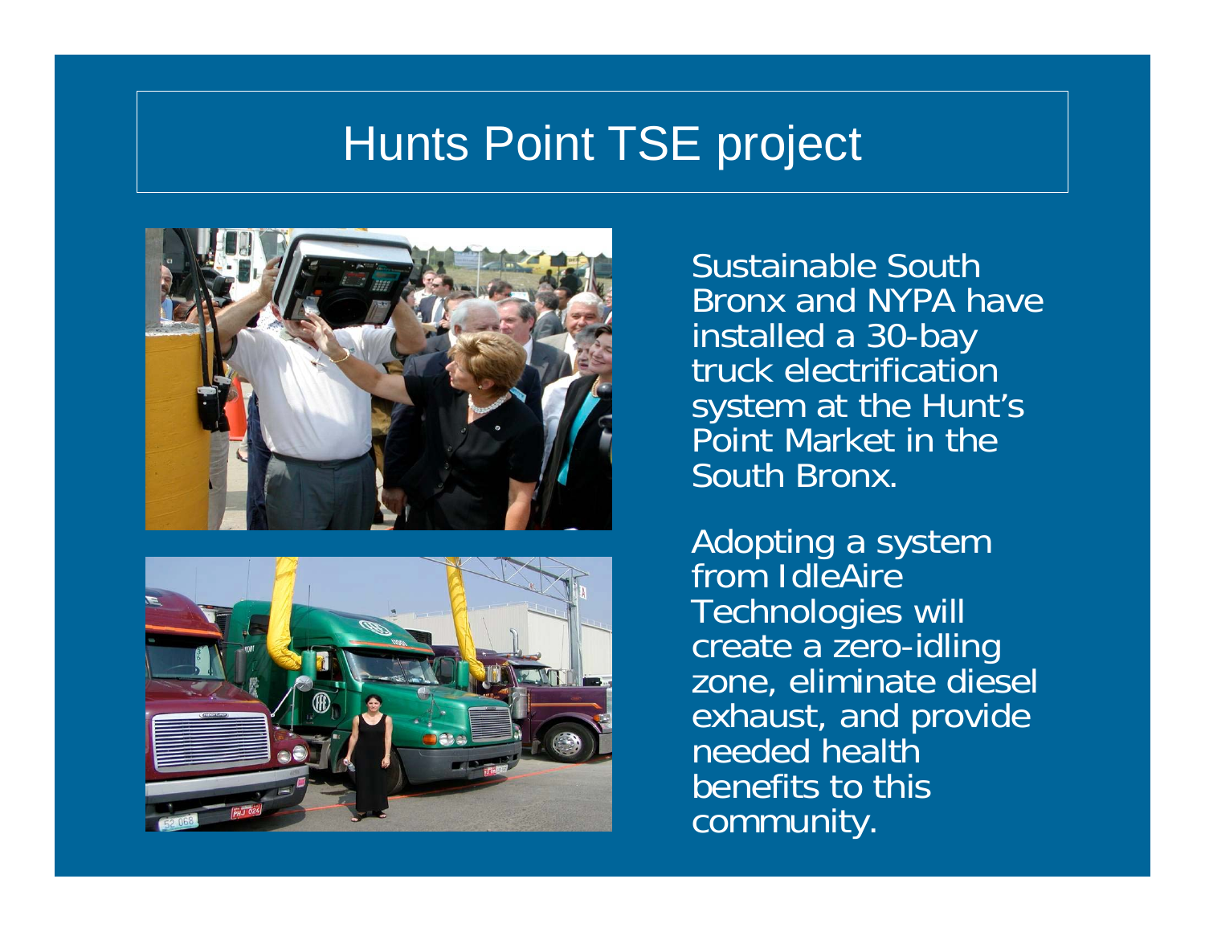# Hunts Point TSE project

Sustainable South Bronx and NYPA have installed a 30-bay truck electrification system at the Hunt's Point Market in the South Bronx.

Adopting a system from IdleAire Technologies will create a zero-idling zone, eliminate diesel exhaust, and provide needed health benefits to this community.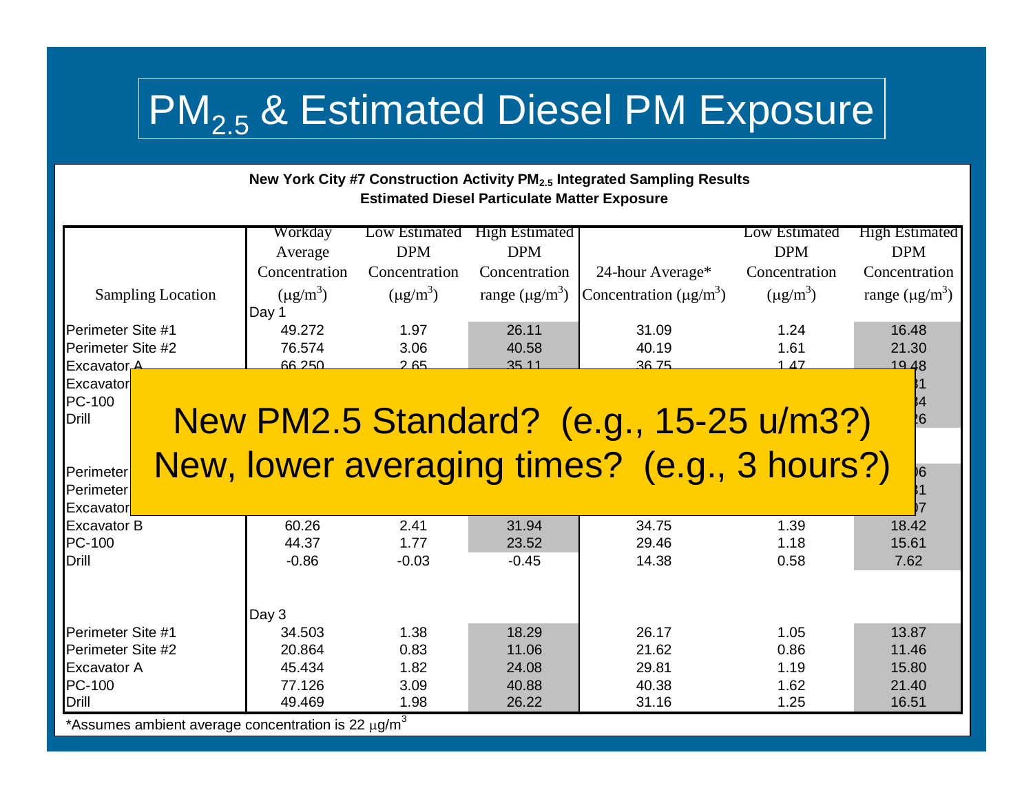# $PM_{2.5}$ & Estimated Diesel PM Exposure

**New York City #7 Construction Activity $PM_{2.5}$ Integrated Sampling Results**
**Estimated Diesel Particulate Matter Exposure**

| Sampling Location | Workday Average Concentration ($\mu g/m^3$) | Low Estimated DPM Concentration ($\mu g/m^3$) | High Estimated DPM Concentration range ($\mu g/m^3$) | 24-hour Average* Concentration ($\mu g/m^3$) | Low Estimated DPM Concentration ($\mu g/m^3$) | High Estimated DPM Concentration range ($\mu g/m^3$) |
|---|---|---|---|---|---|---|
| | Day 1 | | | | | |
| Perimeter Site #1 | 49.272 | 1.97 | 26.11 | 31.09 | 1.24 | 16.48 |
| Perimeter Site #2 | 76.574 | 3.06 | 40.58 | 40.19 | 1.61 | 21.30 |
| Excavator A | 66.250 | 2.65 | 35.11 | 36.75 | 1.47 | 19.48 |
| Excavator | | | | | | 1 |
| PC-100 | | | | | | 4 |
| Drill | | | | | | 6 |
| Perimeter | | | | | | 6 |
| Perimeter | | | | | | 1 |
| Excavator | | | | | | 7 |
| Excavator B | 60.26 | 2.41 | 31.94 | 34.75 | 1.39 | 18.42 |
| PC-100 | 44.37 | 1.77 | 23.52 | 29.46 | 1.18 | 15.61 |
| Drill | -0.86 | -0.03 | -0.45 | 14.38 | 0.58 | 7.62 |
| | Day 3 | | | | | |
| Perimeter Site #1 | 34.503 | 1.38 | 18.29 | 26.17 | 1.05 | 13.87 |
| Perimeter Site #2 | 20.864 | 0.83 | 11.06 | 21.62 | 0.86 | 11.46 |
| Excavator A | 45.434 | 1.82 | 24.08 | 29.81 | 1.19 | 15.80 |
| PC-100 | 77.126 | 3.09 | 40.88 | 40.38 | 1.62 | 21.40 |
| Drill | 49.469 | 1.98 | 26.22 | 31.16 | 1.25 | 16.51 |

*Assumes ambient average concentration is 22 $\mu g/m^3$

**New PM2.5 Standard? (e.g., 15-25 u/m3?)**
**New, lower averaging times? (e.g., 3 hours?)**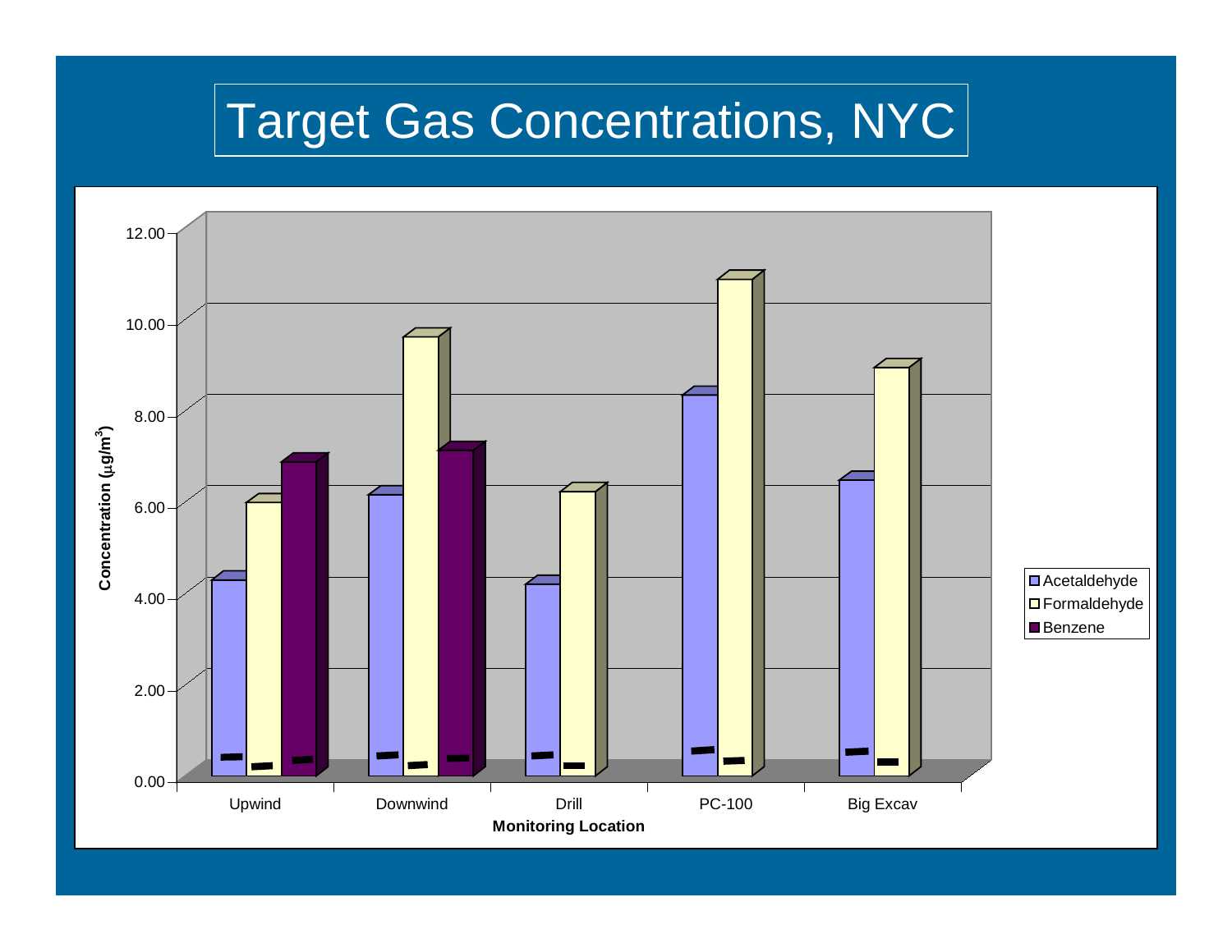# Target Gas Concentrations, NYC

Concentration ($\mu g/m^3$)

12.00
10.00
8.00
6.00
4.00
2.00
0.00

Upwind | Downwind | Drill | PC-100 | Big Excav

**Monitoring Location**

- Acetaldehyde
- Formaldehyde
- Benzene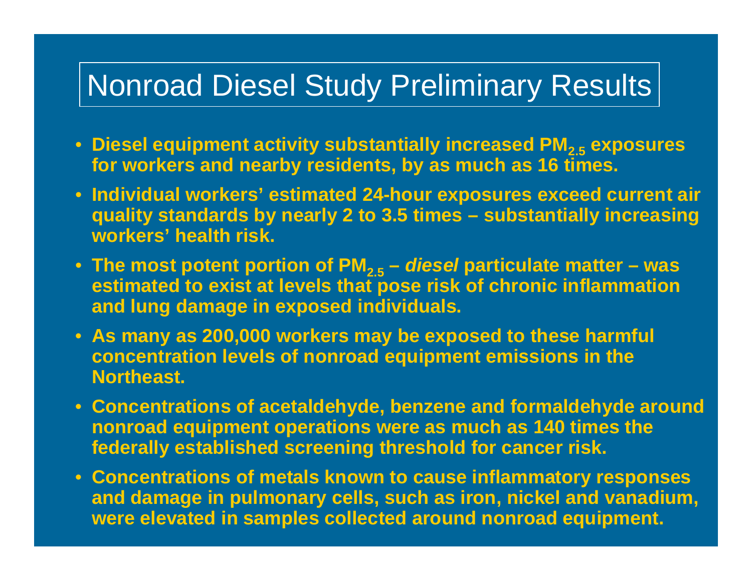# Nonroad Diesel Study Preliminary Results

- **Diesel equipment activity substantially increased $PM_{2.5}$ exposures for workers and nearby residents, by as much as 16 times.**
- **Individual workers' estimated 24-hour exposures exceed current air quality standards by nearly 2 to 3.5 times – substantially increasing workers' health risk.**
- **The most potent portion of $PM_{2.5}$ – *diesel* particulate matter – was estimated to exist at levels that pose risk of chronic inflammation and lung damage in exposed individuals.**
- **As many as 200,000 workers may be exposed to these harmful concentration levels of nonroad equipment emissions in the Northeast.**
- **Concentrations of acetaldehyde, benzene and formaldehyde around nonroad equipment operations were as much as 140 times the federally established screening threshold for cancer risk.**
- **Concentrations of metals known to cause inflammatory responses and damage in pulmonary cells, such as iron, nickel and vanadium, were elevated in samples collected around nonroad equipment.**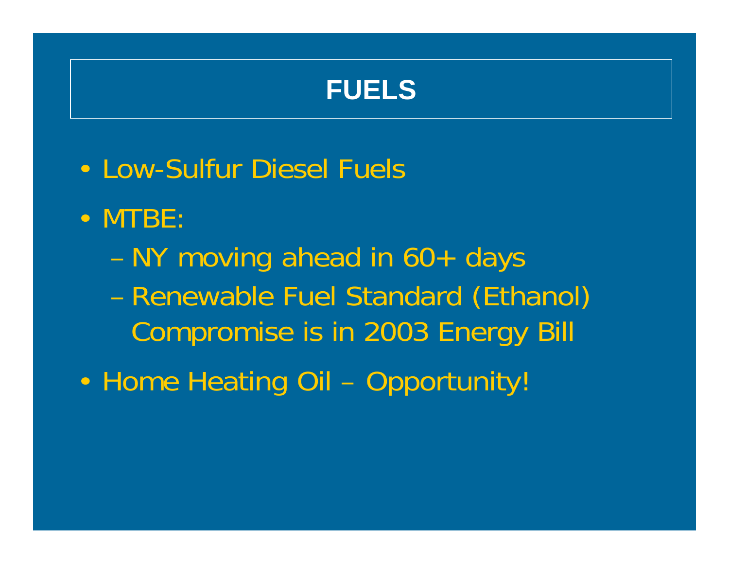# FUELS

- Low-Sulfur Diesel Fuels
- MTBE:
  - NY moving ahead in 60+ days
  - Renewable Fuel Standard (Ethanol) Compromise is in 2003 Energy Bill
- Home Heating Oil – Opportunity!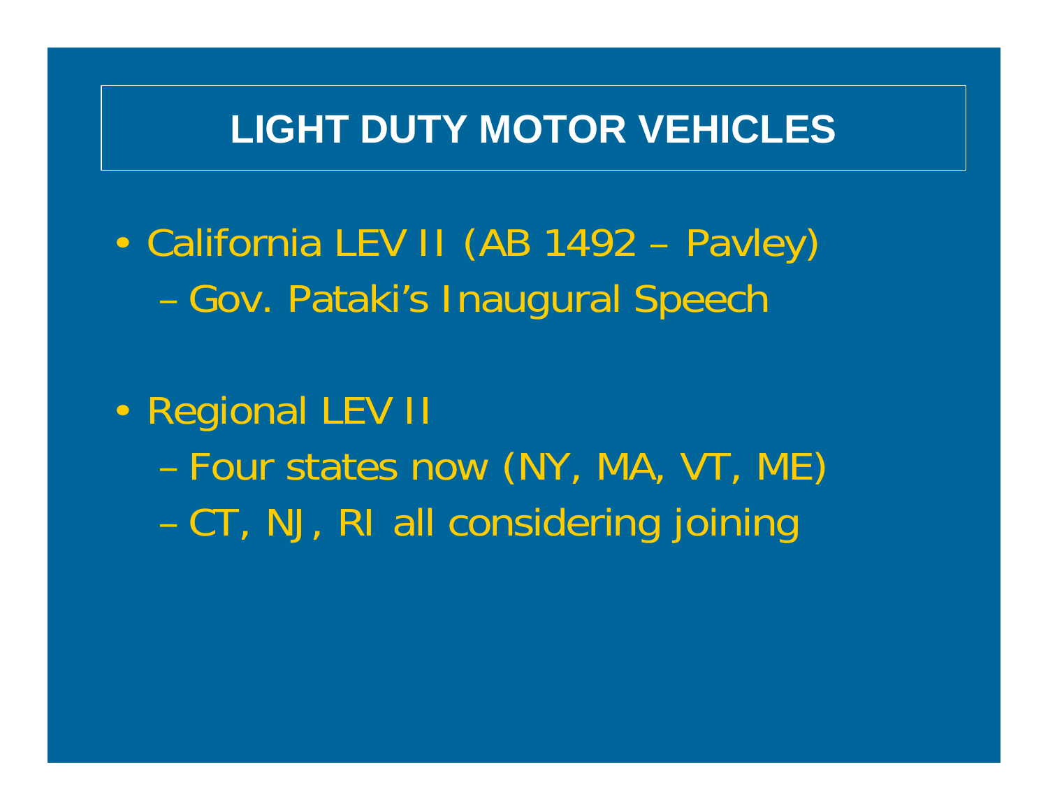# LIGHT DUTY MOTOR VEHICLES

- California LEV II (AB 1492 – Pavley)
  - Gov. Pataki's Inaugural Speech

- Regional LEV II
  - Four states now (NY, MA, VT, ME)
  - CT, NJ, RI all considering joining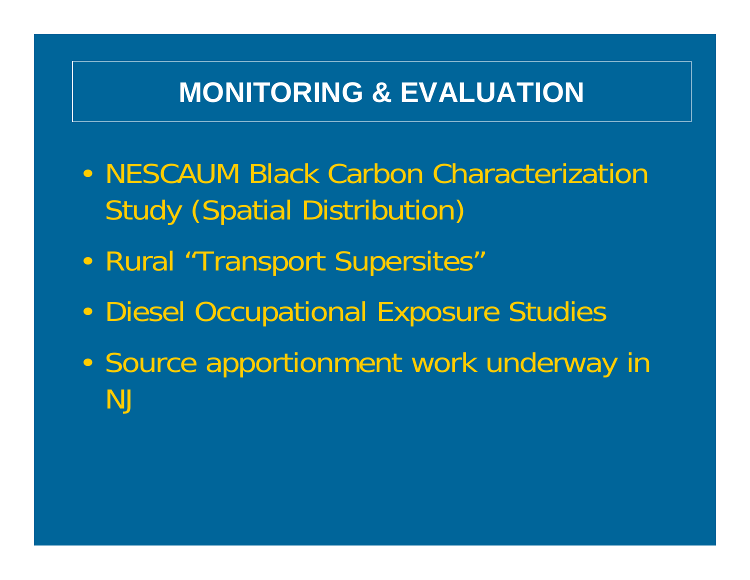# MONITORING & EVALUATION

- NESCAUM Black Carbon Characterization Study (Spatial Distribution)
- Rural “Transport Supersites”
- Diesel Occupational Exposure Studies
- Source apportionment work underway in NJ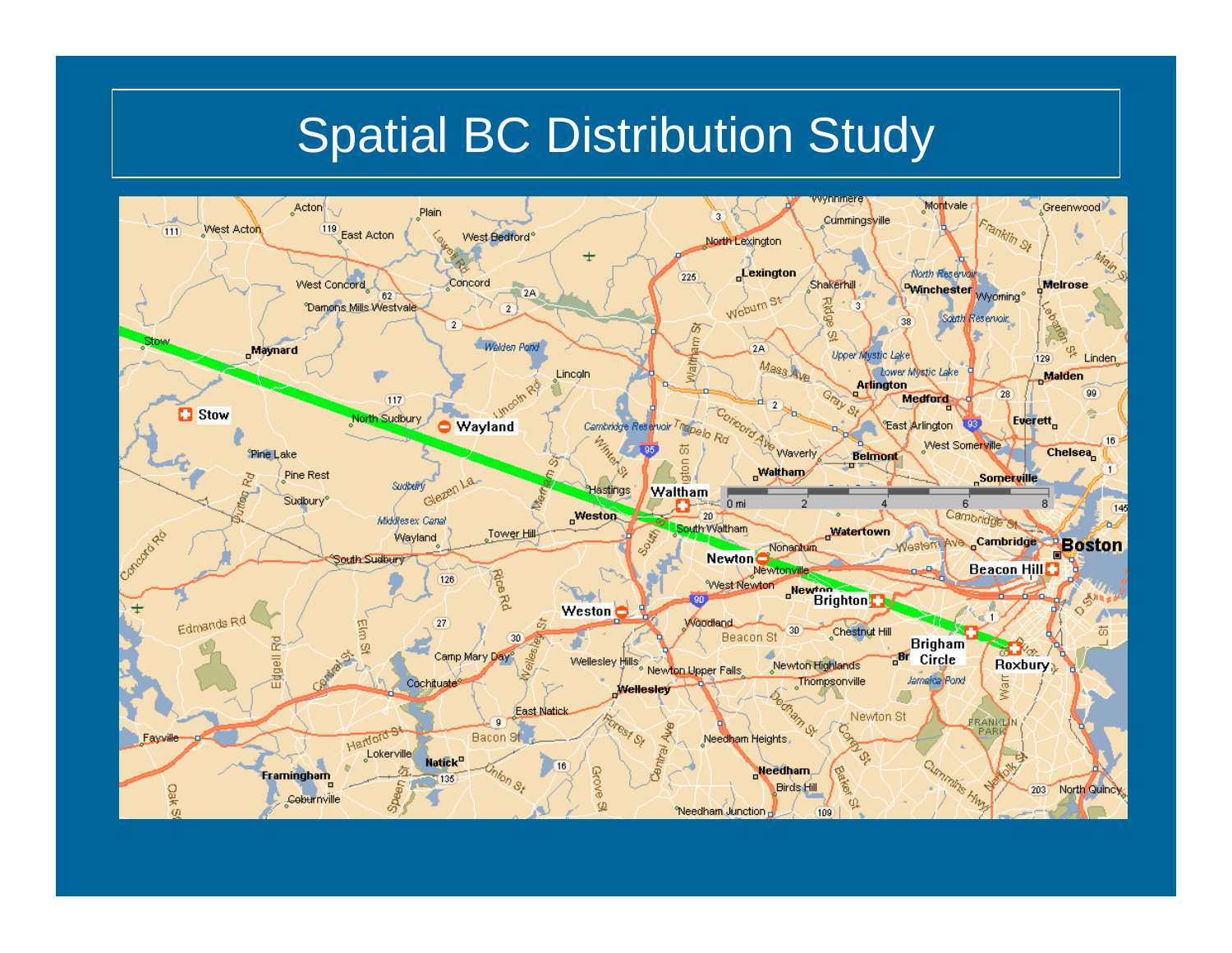# Spatial BC Distribution Study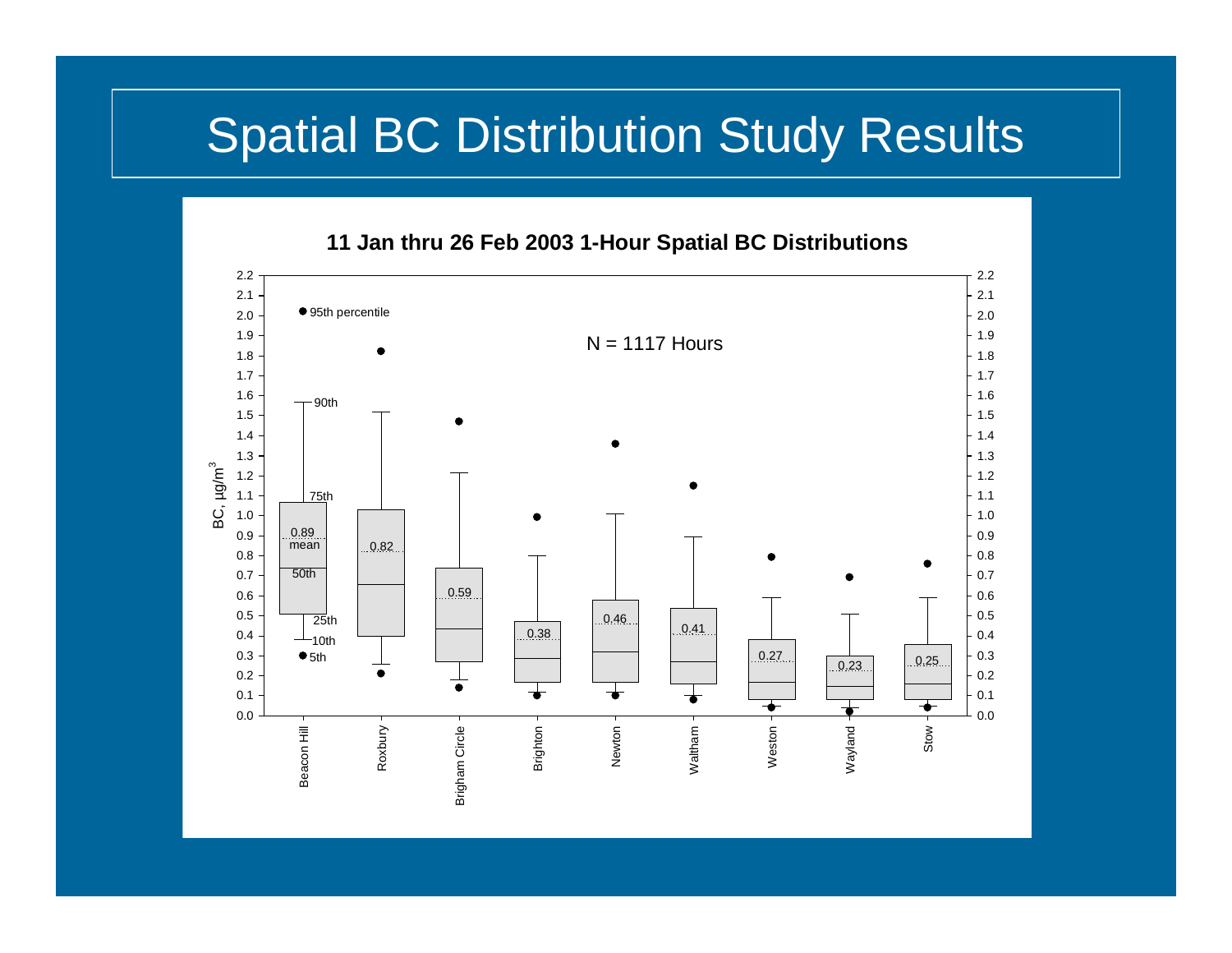# Spatial BC Distribution Study Results

**11 Jan thru 26 Feb 2003 1-Hour Spatial BC Distributions**

N = 1117 Hours

BC, µg/m$^3$

| Site | Mean |
|---|---|
| Beacon Hill | 0.89 |
| Roxbury | 0.82 |
| Brigham Circle | 0.59 |
| Brighton | 0.38 |
| Newton | 0.46 |
| Waltham | 0.41 |
| Weston | 0.27 |
| Wayland | 0.23 |
| Stow | 0.25 |

Legend: 95th percentile, 90th, 75th, mean, 50th, 25th, 10th, 5th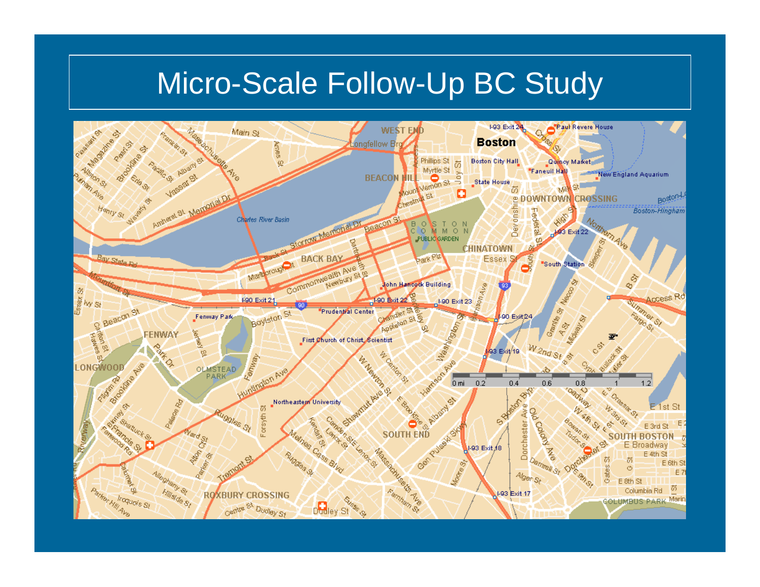# Micro-Scale Follow-Up BC Study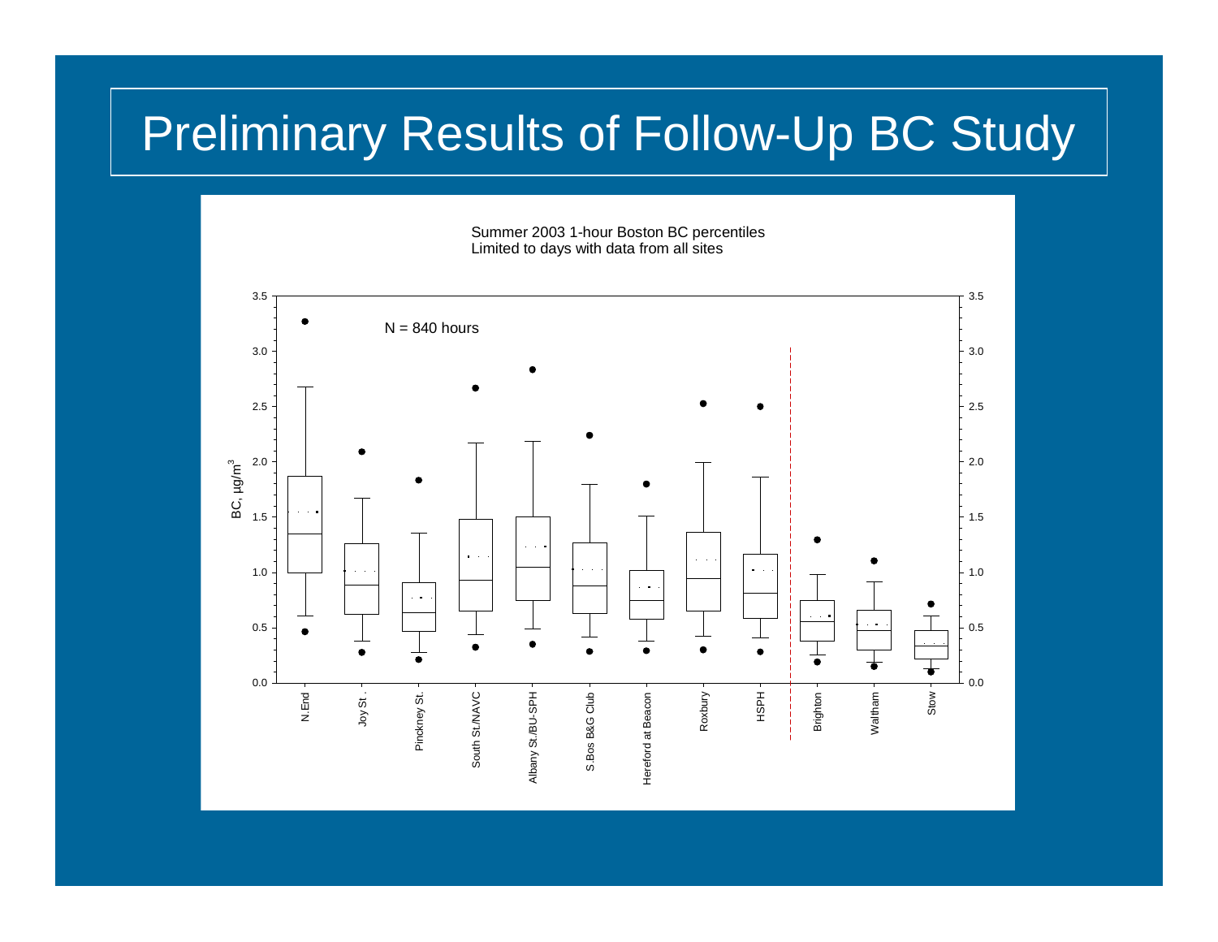# Preliminary Results of Follow-Up BC Study

Summer 2003 1-hour Boston BC percentiles
Limited to days with data from all sites

N = 840 hours

BC, μg/m³

N.End, Joy St., Pinckney St., South St./NAVC, Albany St./BU-SPH, S.Bos B&G Club, Hereford at Beacon, Roxbury, HSPH, Brighton, Waltham, Stow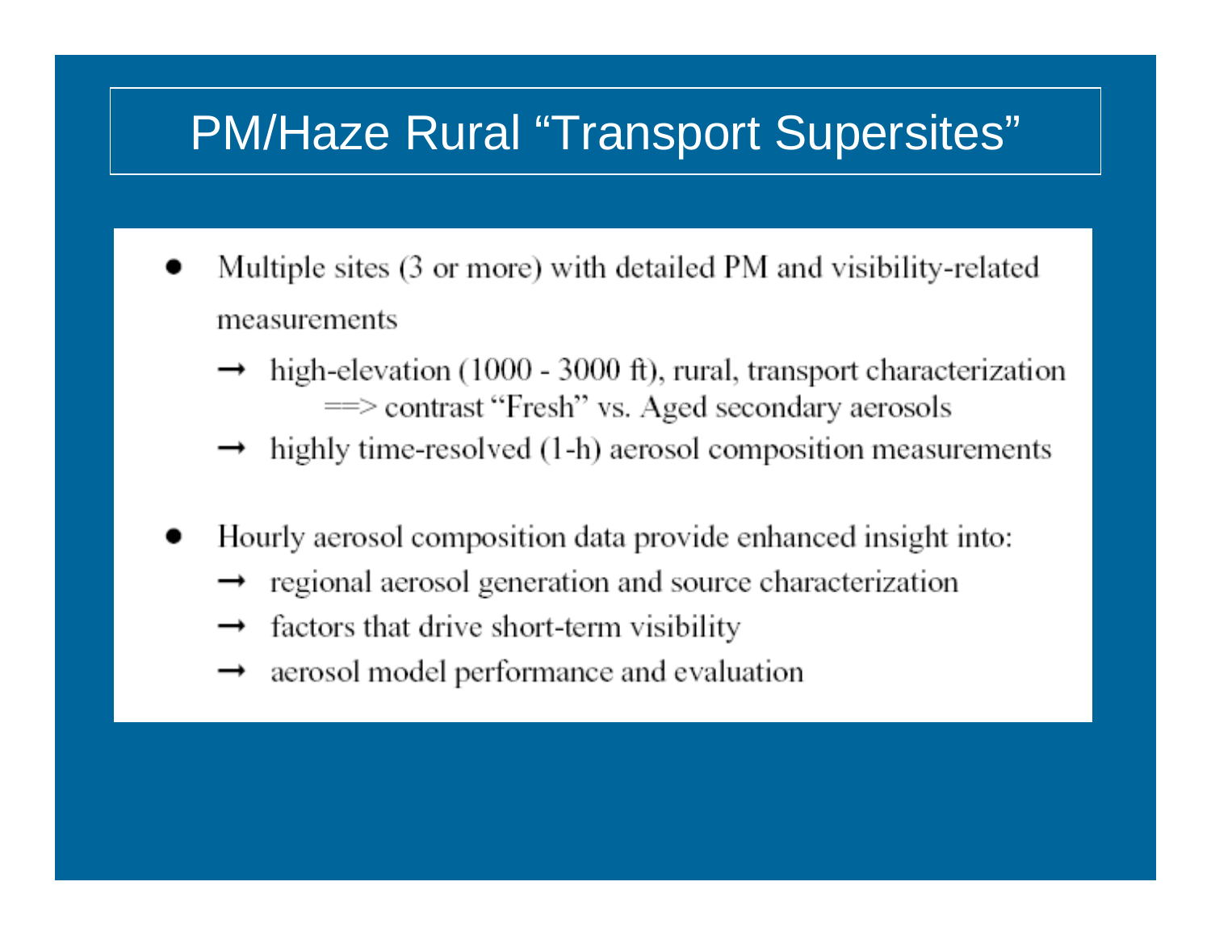# PM/Haze Rural "Transport Supersites"

- Multiple sites (3 or more) with detailed PM and visibility-related measurements
  - → high-elevation (1000 - 3000 ft), rural, transport characterization ==> contrast "Fresh" vs. Aged secondary aerosols
  - → highly time-resolved (1-h) aerosol composition measurements
- Hourly aerosol composition data provide enhanced insight into:
  - → regional aerosol generation and source characterization
  - → factors that drive short-term visibility
  - → aerosol model performance and evaluation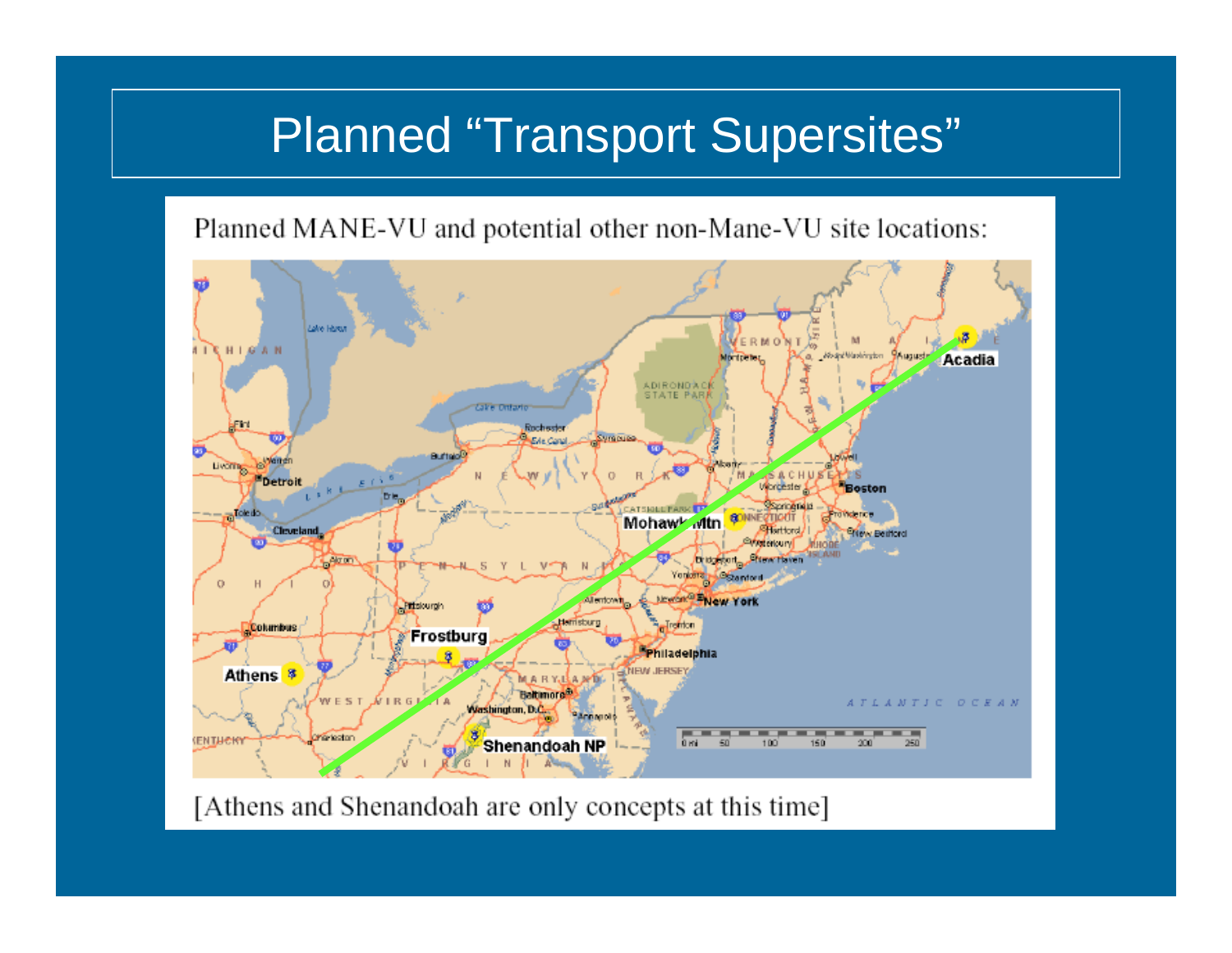# Planned "Transport Supersites"

Planned MANE-VU and potential other non-Mane-VU site locations:

[Athens and Shenandoah are only concepts at this time]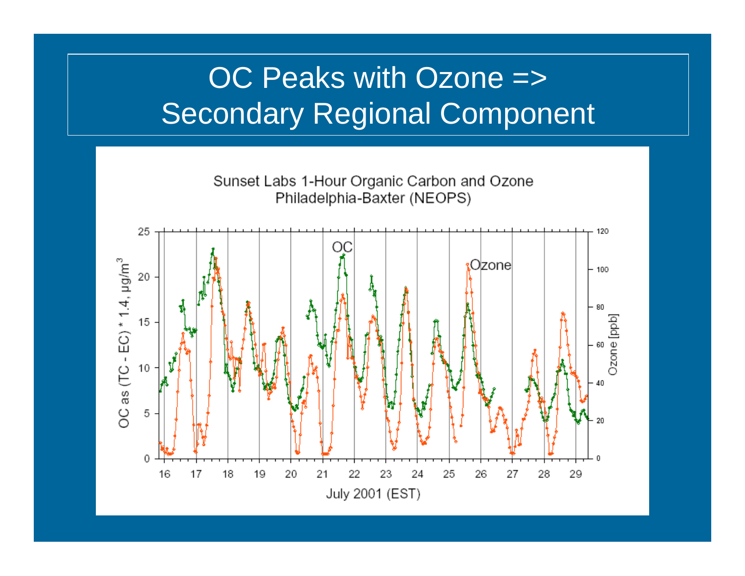# OC Peaks with Ozone => Secondary Regional Component

Sunset Labs 1-Hour Organic Carbon and Ozone
Philadelphia-Baxter (NEOPS)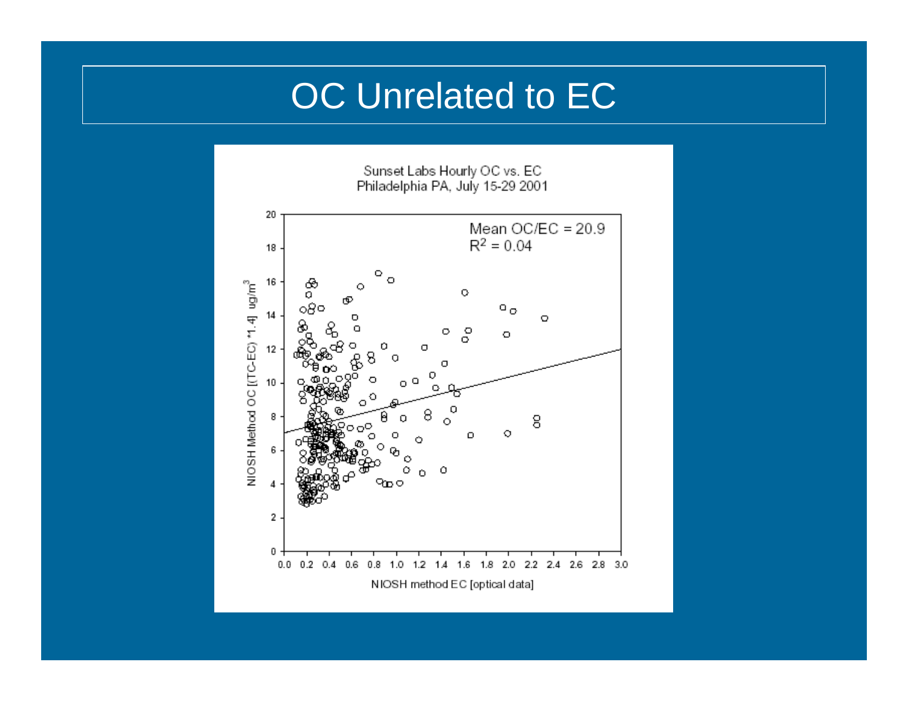# OC Unrelated to EC

Sunset Labs Hourly OC vs. EC
Philadelphia PA, July 15-29 2001

Mean OC/EC = 20.9
$R^2 = 0.04$

NIOSH Method OC [(TC-EC) *1.4] ug/m$^3$

NIOSH method EC [optical data]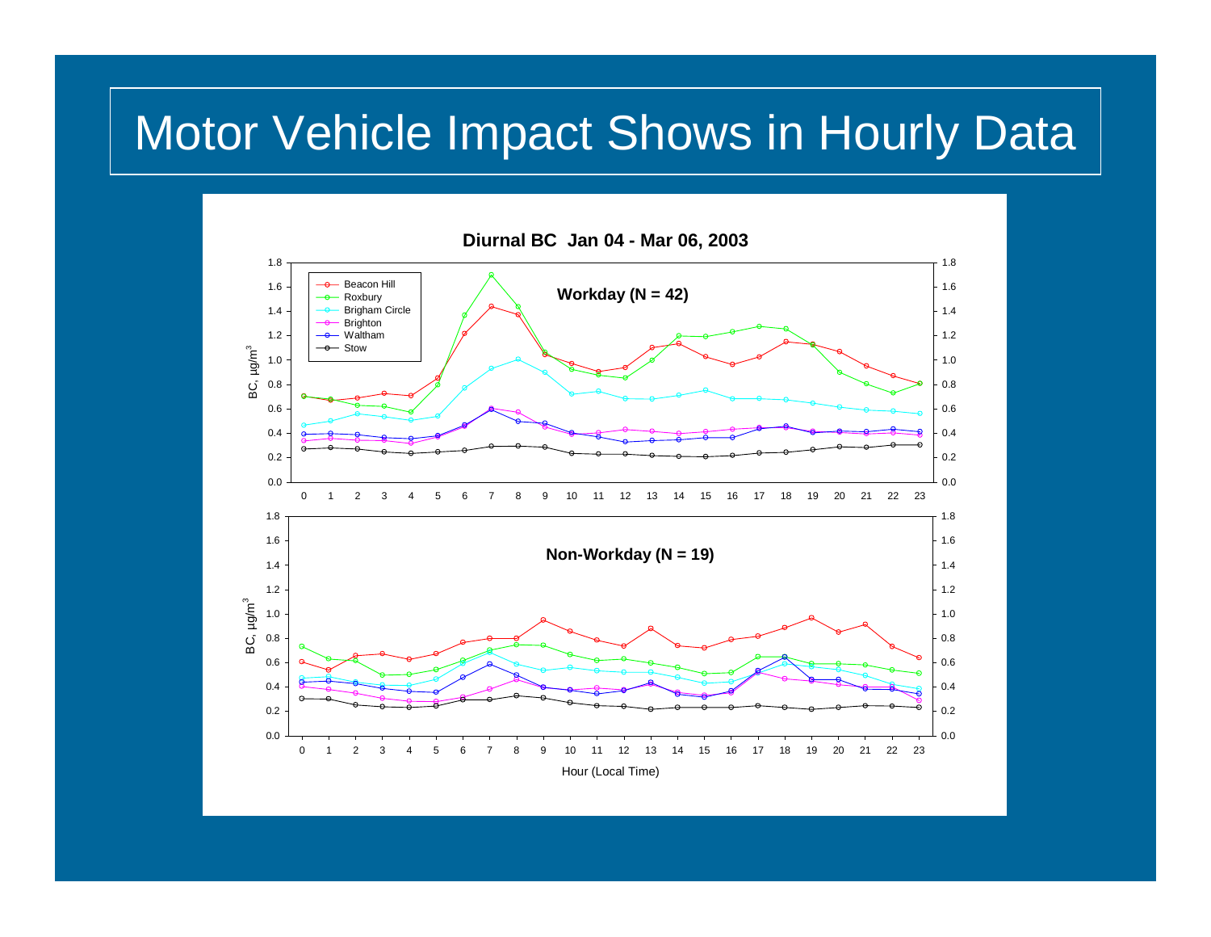# Motor Vehicle Impact Shows in Hourly Data

**Diurnal BC Jan 04 - Mar 06, 2003**

Legend: Beacon Hill, Roxbury, Brigham Circle, Brighton, Waltham, Stow

**Workday (N = 42)**

**Non-Workday (N = 19)**

BC, µg/m$^3$

Hour (Local Time)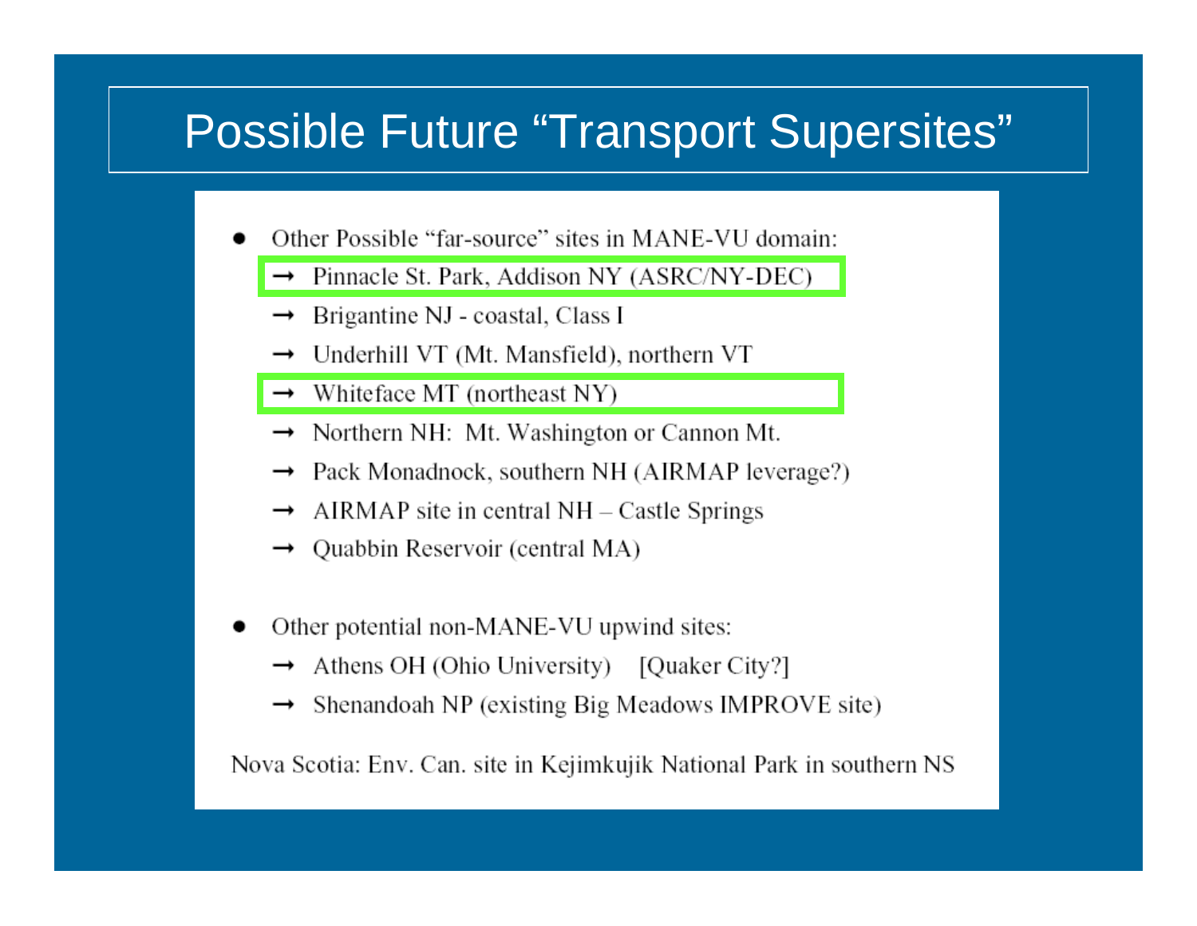# Possible Future "Transport Supersites"

- Other Possible "far-source" sites in MANE-VU domain:
  - → Pinnacle St. Park, Addison NY (ASRC/NY-DEC)
  - → Brigantine NJ - coastal, Class I
  - → Underhill VT (Mt. Mansfield), northern VT
  - → Whiteface MT (northeast NY)
  - → Northern NH: Mt. Washington or Cannon Mt.
  - → Pack Monadnock, southern NH (AIRMAP leverage?)
  - → AIRMAP site in central NH – Castle Springs
  - → Quabbin Reservoir (central MA)

- Other potential non-MANE-VU upwind sites:
  - → Athens OH (Ohio University) [Quaker City?]
  - → Shenandoah NP (existing Big Meadows IMPROVE site)

Nova Scotia: Env. Can. site in Kejimkujik National Park in southern NS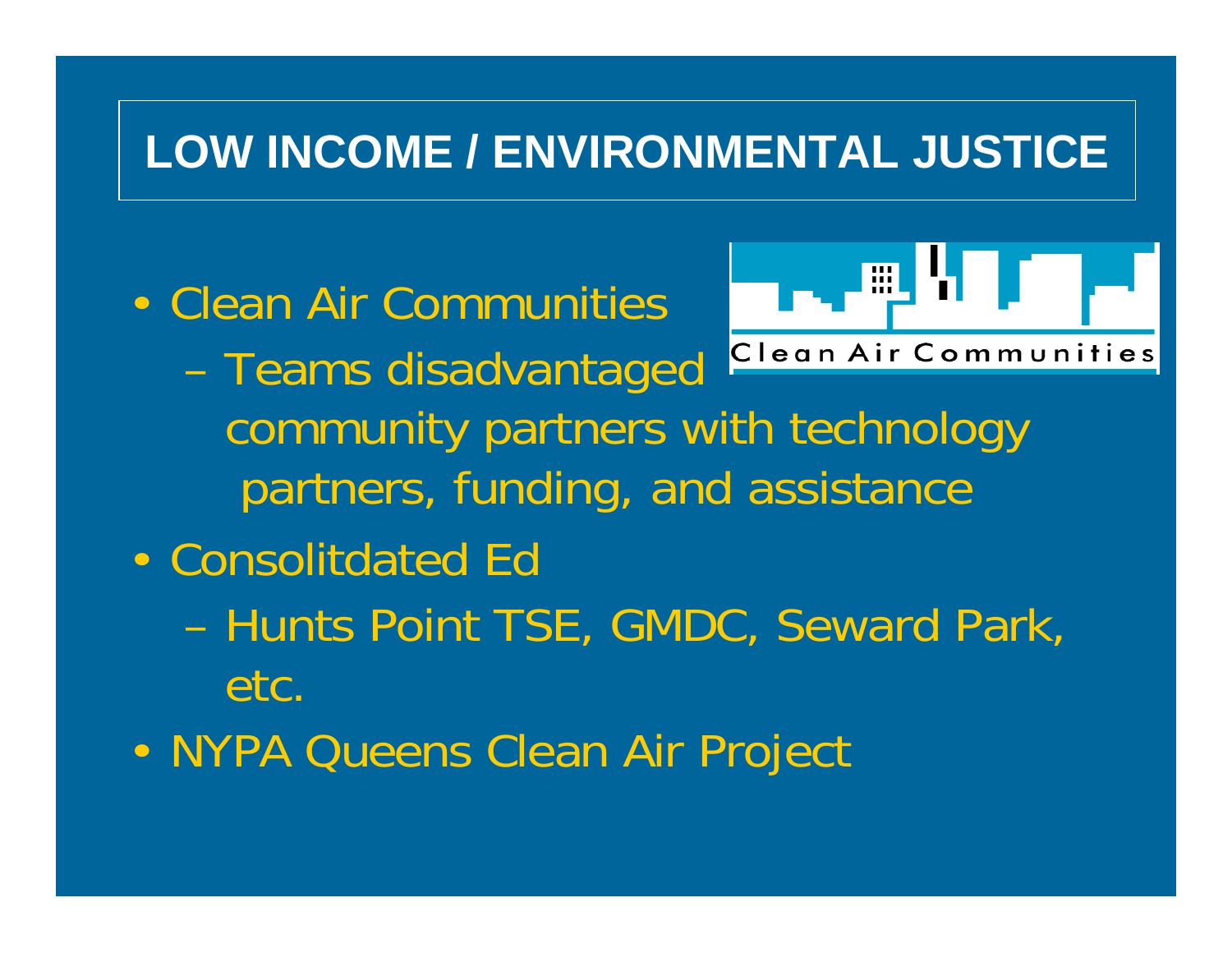# LOW INCOME / ENVIRONMENTAL JUSTICE

- Clean Air Communities
  - Teams disadvantaged community partners with technology partners, funding, and assistance
- Consolitdated Ed
  - Hunts Point TSE, GMDC, Seward Park, etc.
- NYPA Queens Clean Air Project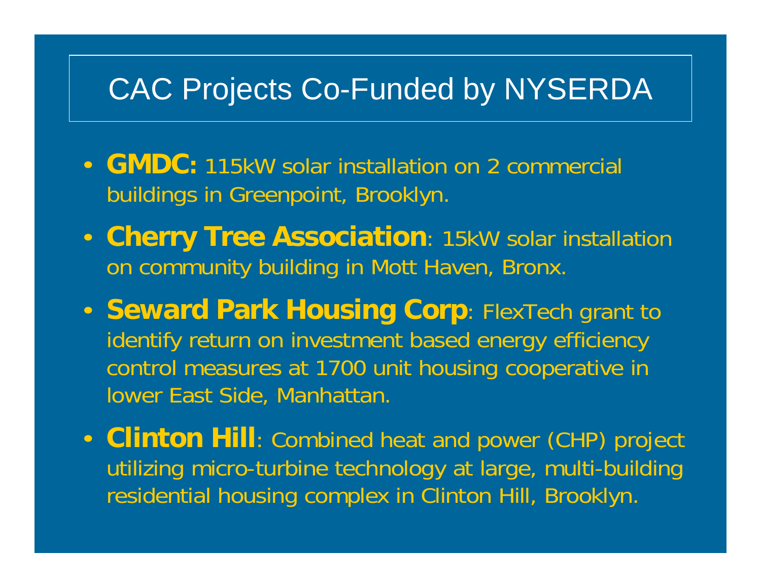# CAC Projects Co-Funded by NYSERDA

- **GMDC:** 115kW solar installation on 2 commercial buildings in Greenpoint, Brooklyn.
- **Cherry Tree Association**: 15kW solar installation on community building in Mott Haven, Bronx.
- **Seward Park Housing Corp**: FlexTech grant to identify return on investment based energy efficiency control measures at 1700 unit housing cooperative in lower East Side, Manhattan.
- **Clinton Hill**: Combined heat and power (CHP) project utilizing micro-turbine technology at large, multi-building residential housing complex in Clinton Hill, Brooklyn.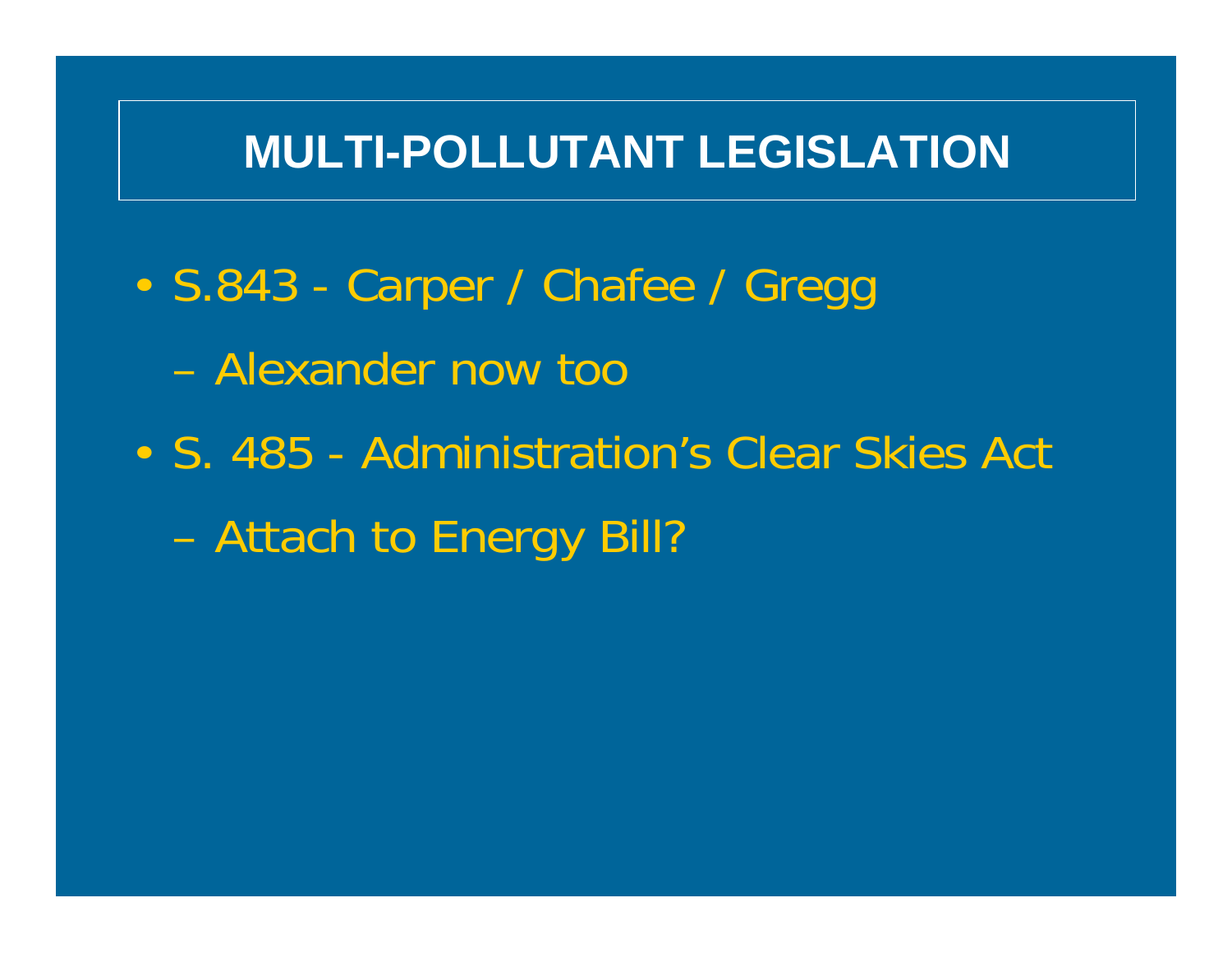# MULTI-POLLUTANT LEGISLATION

- S.843 - Carper / Chafee / Gregg
  - Alexander now too
- S. 485 - Administration's Clear Skies Act
  - Attach to Energy Bill?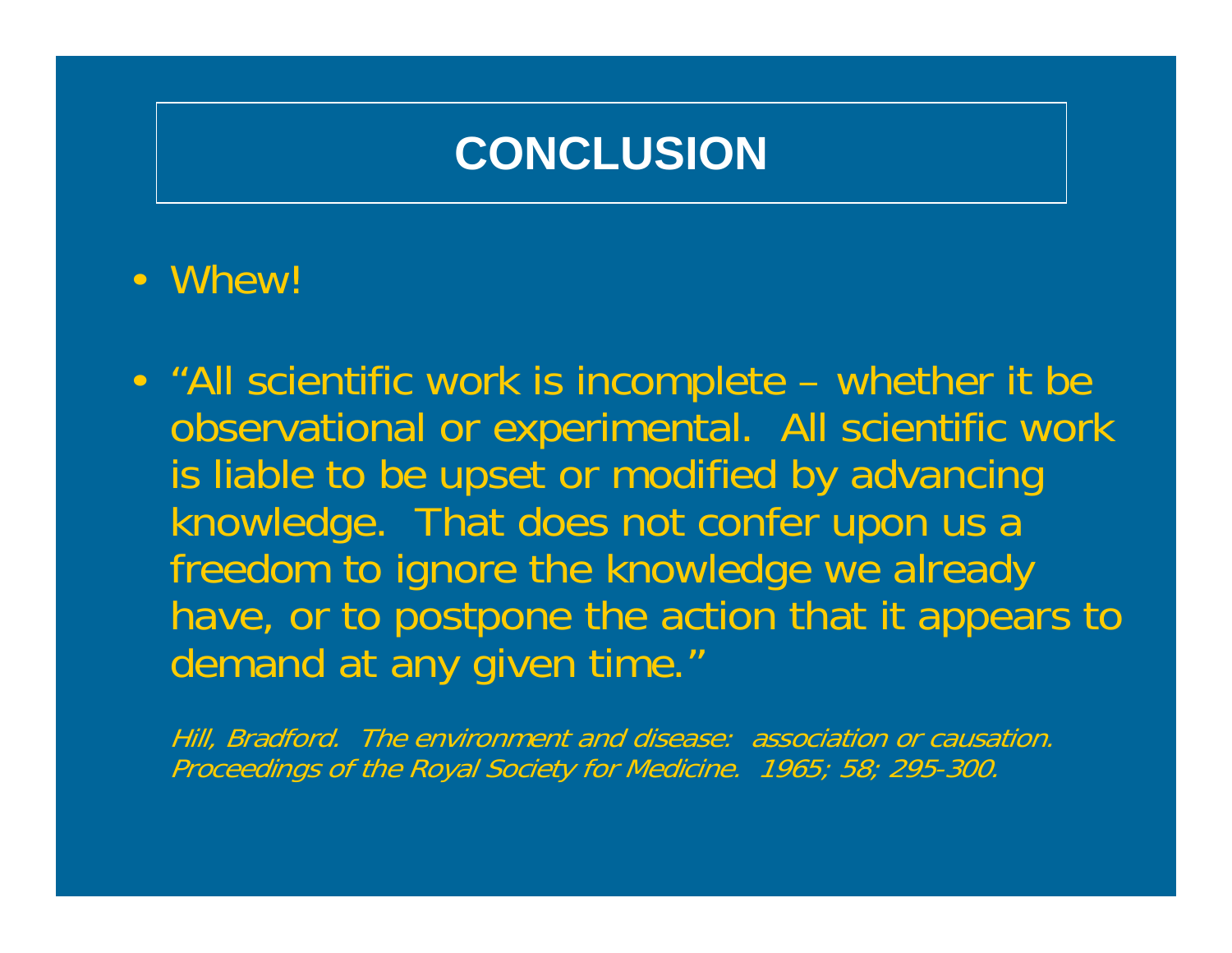# CONCLUSION

- Whew!

- “All scientific work is incomplete – whether it be observational or experimental. All scientific work is liable to be upset or modified by advancing knowledge. That does not confer upon us a freedom to ignore the knowledge we already have, or to postpone the action that it appears to demand at any given time.”

  *Hill, Bradford. The environment and disease: association or causation. Proceedings of the Royal Society for Medicine. 1965; 58; 295-300.*